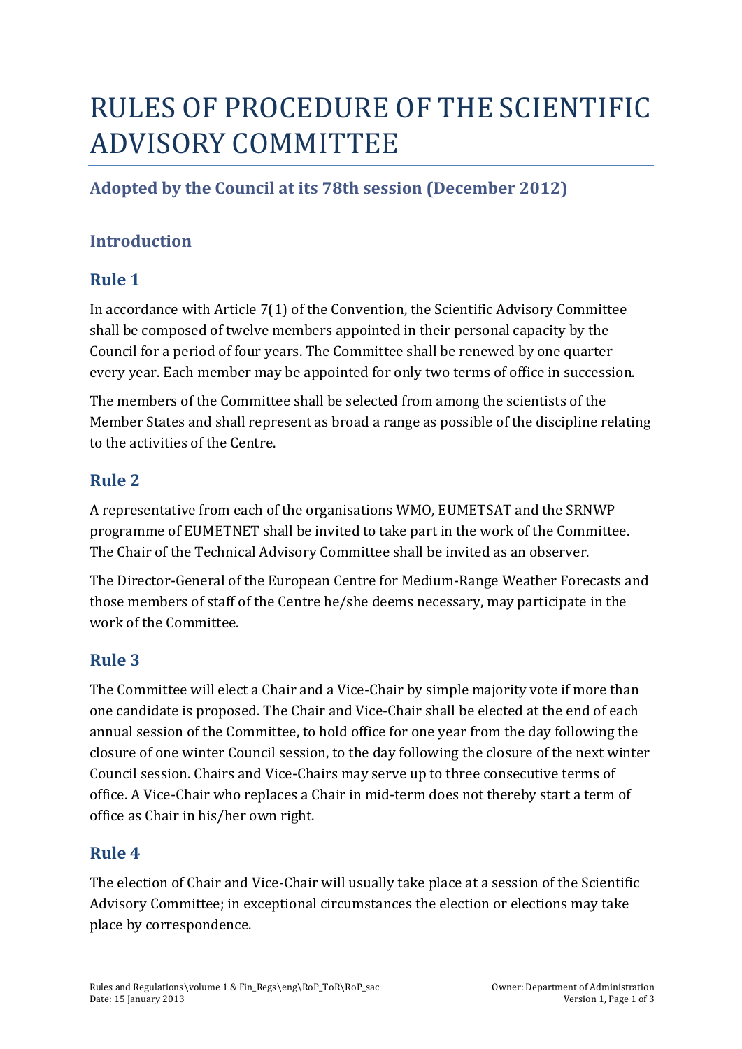# RULES OF PROCEDURE OF THE SCIENTIFIC ADVISORY COMMITTEE

## Adopted by the Council at its 78th session (December 2012)

## Introduction

## Rule 1

In accordance with Article 7(1) of the Convention, the Scientific Advisory Committee shall be composed of twelve members appointed in their personal capacity by the Council for a period of four years. The Committee shall be renewed by one quarter every year. Each member may be appointed for only two terms of office in succession.

The members of the Committee shall be selected from among the scientists of the Member States and shall represent as broad a range as possible of the discipline relating to the activities of the Centre.

## Rule 2

A representative from each of the organisations WMO, EUMETSAT and the SRNWP programme of EUMETNET shall be invited to take part in the work of the Committee. The Chair of the Technical Advisory Committee shall be invited as an observer.

The Director-General of the European Centre for Medium-Range Weather Forecasts and those members of staff of the Centre he/she deems necessary, may participate in the work of the Committee.

## Rule 3

The Committee will elect a Chair and a Vice-Chair by simple majority vote if more than one candidate is proposed. The Chair and Vice-Chair shall be elected at the end of each annual session of the Committee, to hold office for one year from the day following the closure of one winter Council session, to the day following the closure of the next winter Council session. Chairs and Vice-Chairs may serve up to three consecutive terms of office. A Vice-Chair who replaces a Chair in mid-term does not thereby start a term of office as Chair in his/her own right.

## Rule 4

The election of Chair and Vice-Chair will usually take place at a session of the Scientific Advisory Committee; in exceptional circumstances the election or elections may take place by correspondence.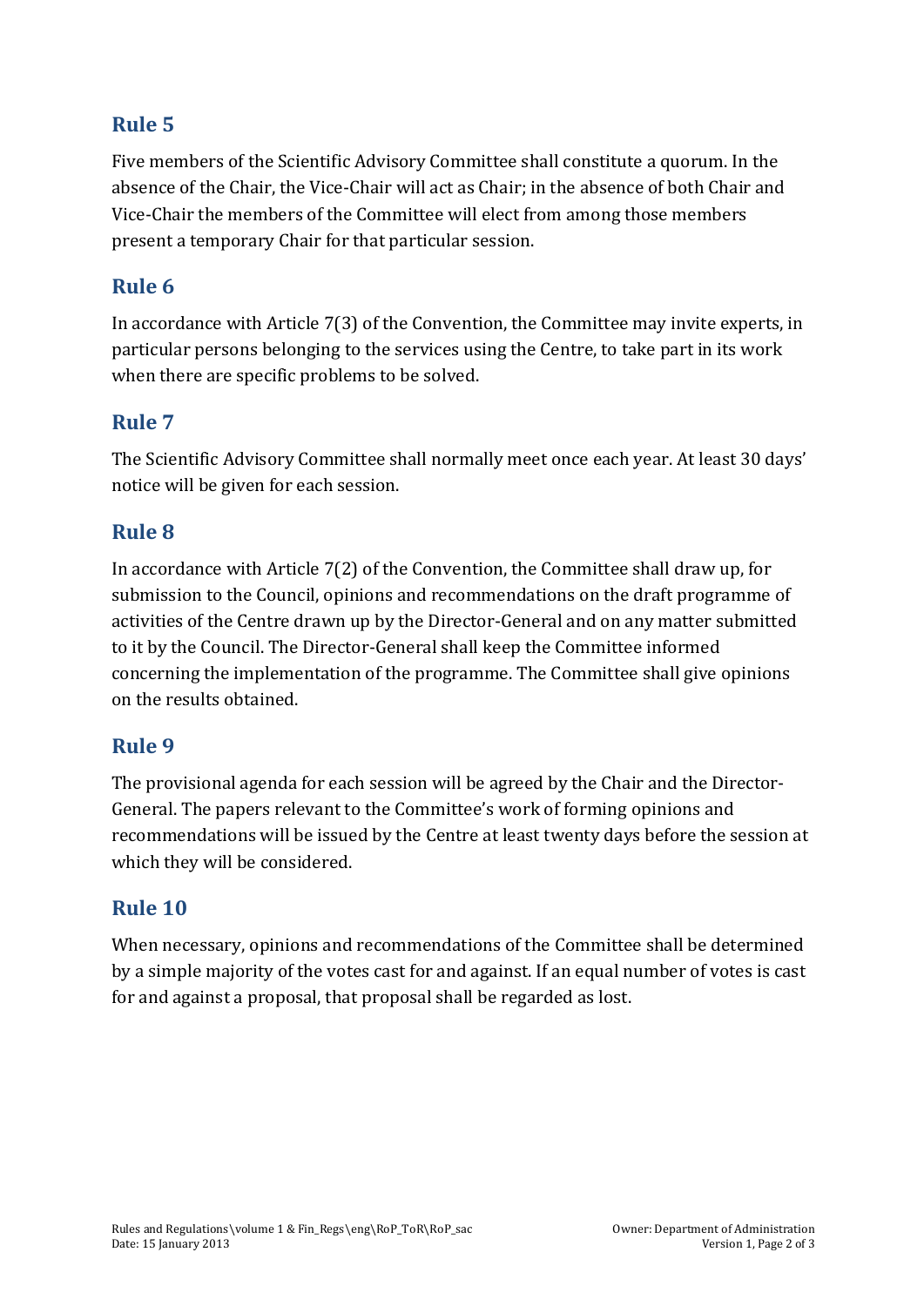## Rule 5

Five members of the Scientific Advisory Committee shall constitute a quorum. In the absence of the Chair, the Vice-Chair will act as Chair; in the absence of both Chair and Vice-Chair the members of the Committee will elect from among those members present a temporary Chair for that particular session.

## Rule 6

In accordance with Article 7(3) of the Convention, the Committee may invite experts, in particular persons belonging to the services using the Centre, to take part in its work when there are specific problems to be solved.

## Rule 7

The Scientific Advisory Committee shall normally meet once each year. At least 30 days' notice will be given for each session.

## Rule 8

In accordance with Article 7(2) of the Convention, the Committee shall draw up, for submission to the Council, opinions and recommendations on the draft programme of activities of the Centre drawn up by the Director-General and on any matter submitted to it by the Council. The Director-General shall keep the Committee informed concerning the implementation of the programme. The Committee shall give opinions on the results obtained.

## Rule 9

The provisional agenda for each session will be agreed by the Chair and the Director-General. The papers relevant to the Committee's work of forming opinions and recommendations will be issued by the Centre at least twenty days before the session at which they will be considered.

## Rule 10

When necessary, opinions and recommendations of the Committee shall be determined by a simple majority of the votes cast for and against. If an equal number of votes is cast for and against a proposal, that proposal shall be regarded as lost.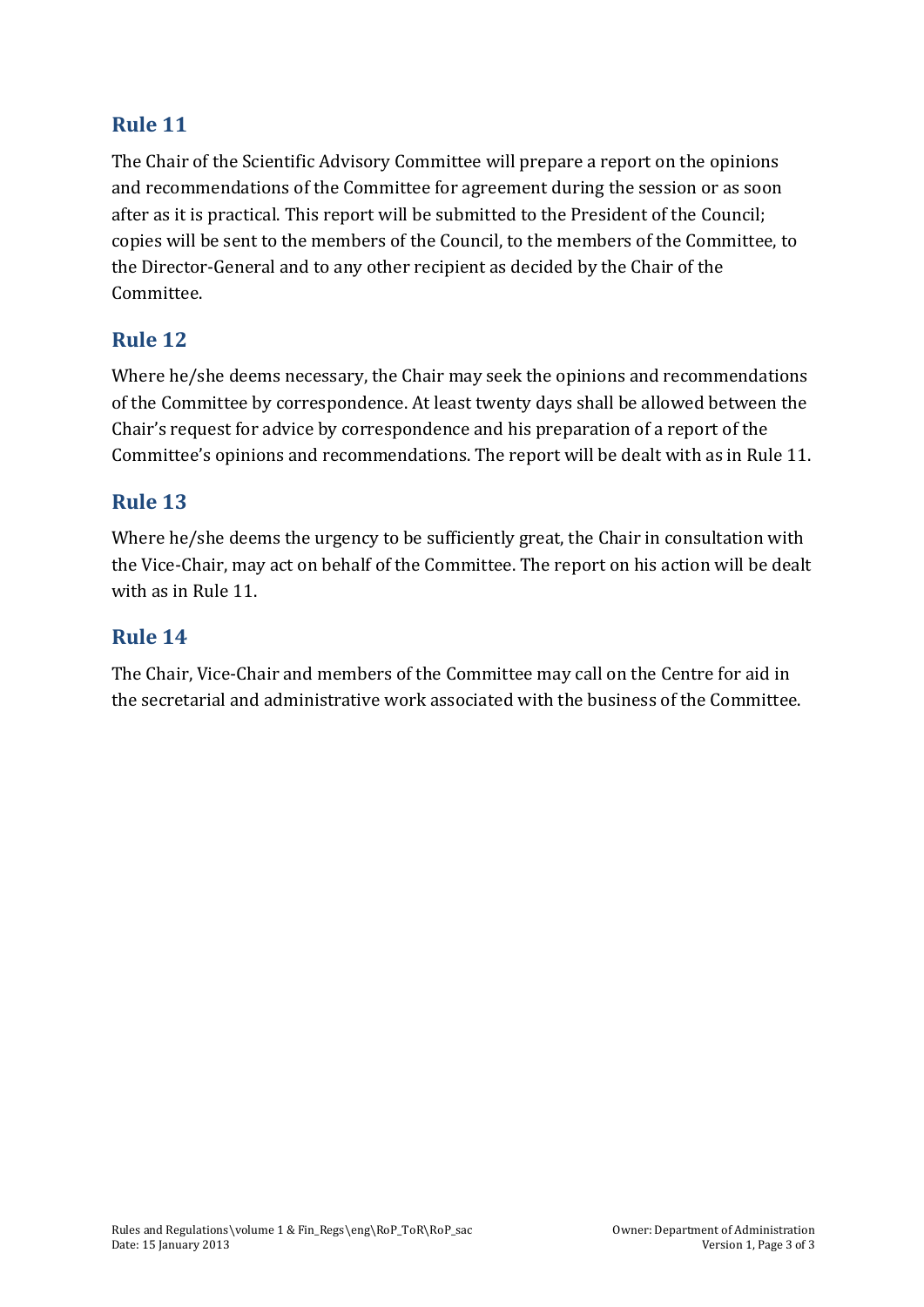## Rule 11

The Chair of the Scientific Advisory Committee will prepare a report on the opinions and recommendations of the Committee for agreement during the session or as soon after as it is practical. This report will be submitted to the President of the Council; copies will be sent to the members of the Council, to the members of the Committee, to the Director-General and to any other recipient as decided by the Chair of the Committee.

## Rule 12

Where he/she deems necessary, the Chair may seek the opinions and recommendations of the Committee by correspondence. At least twenty days shall be allowed between the Chair's request for advice by correspondence and his preparation of a report of the Committee's opinions and recommendations. The report will be dealt with as in Rule 11.

## Rule 13

Where he/she deems the urgency to be sufficiently great, the Chair in consultation with the Vice-Chair, may act on behalf of the Committee. The report on his action will be dealt with as in Rule 11.

## Rule 14

The Chair, Vice-Chair and members of the Committee may call on the Centre for aid in the secretarial and administrative work associated with the business of the Committee.